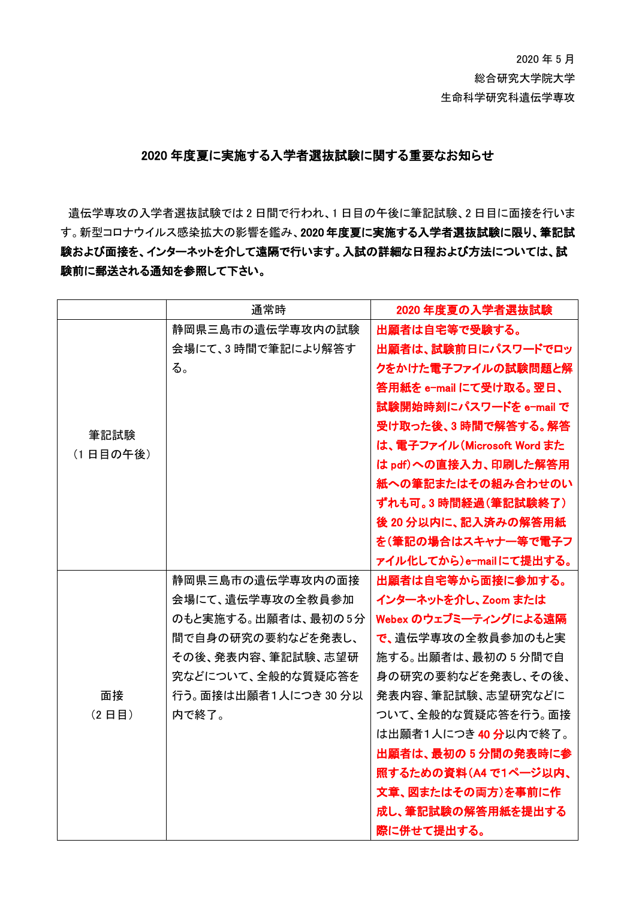2020 年 5 月
総合研究大学院大学
生命科学研究科遺伝学専攻

## 2020 年度夏に実施する入学者選抜試験に関する重要なお知らせ

遺伝学専攻の入学者選抜試験では 2 日間で行われ、1 日目の午後に筆記試験、2 日目に面接を行います。新型コロナウイルス感染拡大の影響を鑑み、**2020 年度夏に実施する入学者選抜試験に限り、筆記試験および面接を、インターネットを介して遠隔で行います。入試の詳細な日程および方法については、試験前に郵送される通知を参照して下さい。**

| | 通常時 | **2020 年度夏の入学者選抜試験** |
|---|---|---|
| 筆記試験<br>（1 日目の午後） | 静岡県三島市の遺伝学専攻内の試験会場にて、3 時間で筆記により解答する。 | **出願者は自宅等で受験する。出願者は、試験前日にパスワードでロックをかけた電子ファイルの試験問題と解答用紙を e-mail にて受け取る。翌日、試験開始時刻にパスワードを e-mail で受け取った後、3 時間で解答する。解答は、電子ファイル（Microsoft Word または pdf）への直接入力、印刷した解答用紙への筆記またはその組み合わせのいずれも可。3 時間経過（筆記試験終了）後 20 分以内に、記入済みの解答用紙を（筆記の場合はスキャナー等で電子ファイル化してから）e-mail にて提出する。** |
| 面接<br>（2 日目） | 静岡県三島市の遺伝学専攻内の面接会場にて、遺伝学専攻の全教員参加のもと実施する。出願者は、最初の 5 分間で自身の研究の要約などを発表し、その後、発表内容、筆記試験、志望研究などについて、全般的な質疑応答を行う。面接は出願者1人につき 30 分以内で終了。 | **出願者は自宅等から面接に参加する。インターネットを介し、Zoom または Webex のウェブミーティングによる遠隔で、**遺伝学専攻の全教員参加のもと実施する。出願者は、最初の 5 分間で自身の研究の要約などを発表し、その後、発表内容、筆記試験、志望研究などについて、全般的な質疑応答を行う。面接は出願者1人につき **40 分**以内で終了。**出願者は、最初の 5 分間の発表時に参照するための資料（A4 で1ページ以内、文章、図またはその両方）を事前に作成し、筆記試験の解答用紙を提出する際に併せて提出する。** |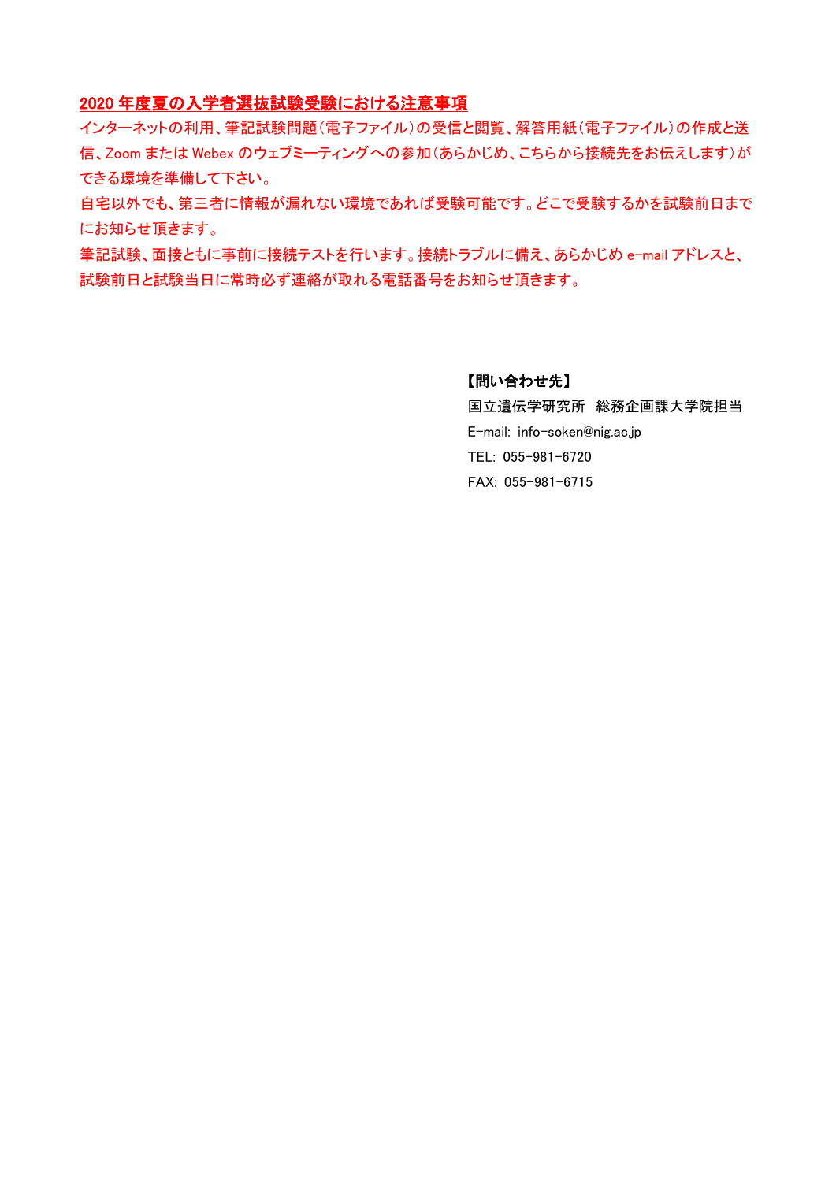## 2020 年度夏の入学者選抜試験受験における注意事項

インターネットの利用、筆記試験問題（電子ファイル）の受信と閲覧、解答用紙（電子ファイル）の作成と送信、Zoom または Webex のウェブミーティングへの参加（あらかじめ、こちらから接続先をお伝えします）ができる環境を準備して下さい。

自宅以外でも、第三者に情報が漏れない環境であれば受験可能です。どこで受験するかを試験前日までにお知らせ頂きます。

筆記試験、面接ともに事前に接続テストを行います。接続トラブルに備え、あらかじめ e-mail アドレスと、試験前日と試験当日に常時必ず連絡が取れる電話番号をお知らせ頂きます。

**【問い合わせ先】**

国立遺伝学研究所　総務企画課大学院担当

E-mail: info-soken@nig.ac.jp

TEL: 055-981-6720

FAX: 055-981-6715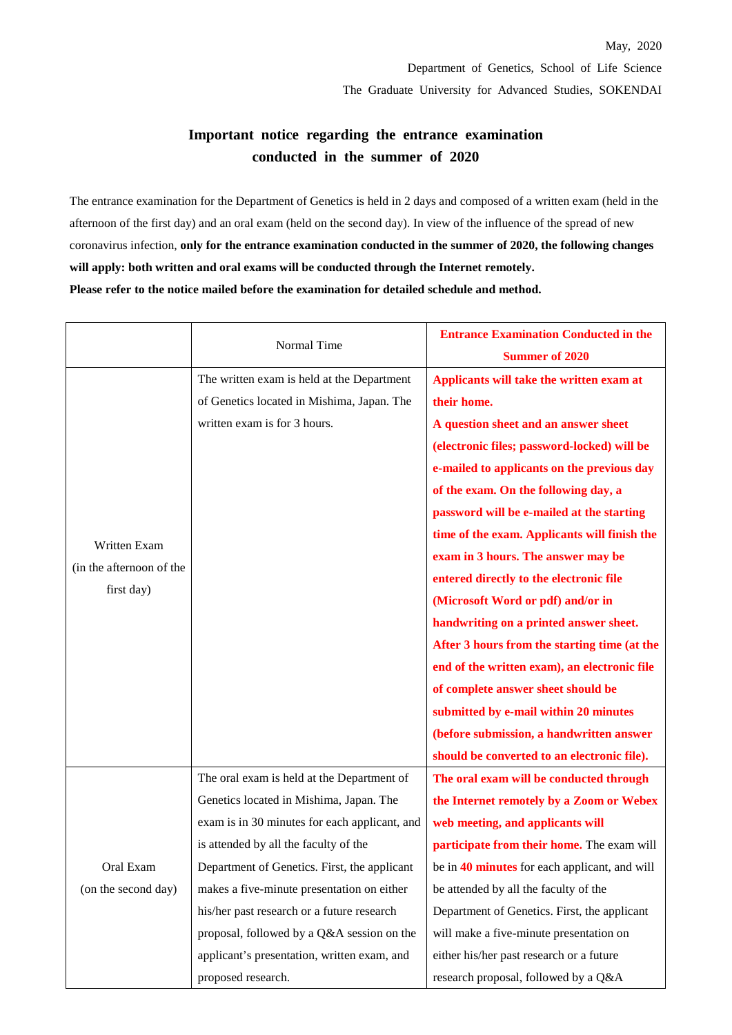May, 2020

Department of Genetics, School of Life Science

The Graduate University for Advanced Studies, SOKENDAI

## Important notice regarding the entrance examination conducted in the summer of 2020

The entrance examination for the Department of Genetics is held in 2 days and composed of a written exam (held in the afternoon of the first day) and an oral exam (held on the second day). In view of the influence of the spread of new coronavirus infection, **only for the entrance examination conducted in the summer of 2020, the following changes will apply: both written and oral exams will be conducted through the Internet remotely.**
**Please refer to the notice mailed before the examination for detailed schedule and method.**

| | Normal Time | **Entrance Examination Conducted in the Summer of 2020** |
|---|---|---|
| Written Exam (in the afternoon of the first day) | The written exam is held at the Department of Genetics located in Mishima, Japan. The written exam is for 3 hours. | **Applicants will take the written exam at their home. A question sheet and an answer sheet (electronic files; password-locked) will be e-mailed to applicants on the previous day of the exam. On the following day, a password will be e-mailed at the starting time of the exam. Applicants will finish the exam in 3 hours. The answer may be entered directly to the electronic file (Microsoft Word or pdf) and/or in handwriting on a printed answer sheet. After 3 hours from the starting time (at the end of the written exam), an electronic file of complete answer sheet should be submitted by e-mail within 20 minutes (before submission, a handwritten answer should be converted to an electronic file).** |
| Oral Exam (on the second day) | The oral exam is held at the Department of Genetics located in Mishima, Japan. The exam is in 30 minutes for each applicant, and is attended by all the faculty of the Department of Genetics. First, the applicant makes a five-minute presentation on either his/her past research or a future research proposal, followed by a Q&A session on the applicant's presentation, written exam, and proposed research. | **The oral exam will be conducted through the Internet remotely by a Zoom or Webex web meeting, and applicants will participate from their home.** The exam will be in **40 minutes** for each applicant, and will be attended by all the faculty of the Department of Genetics. First, the applicant will make a five-minute presentation on either his/her past research or a future research proposal, followed by a Q&A |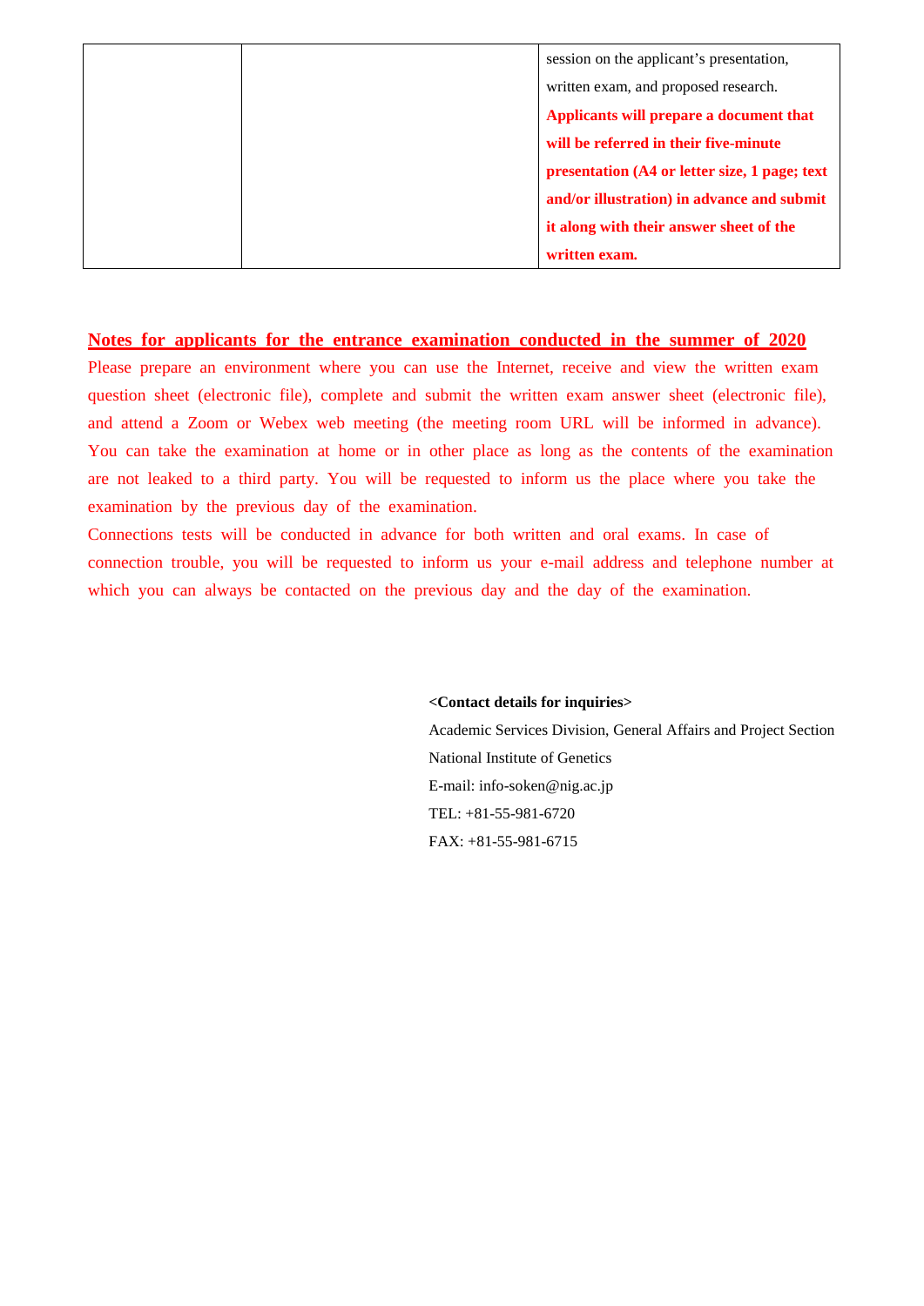| | | |
|---|---|---|
| | | session on the applicant's presentation, written exam, and proposed research. **Applicants will prepare a document that will be referred in their five-minute presentation (A4 or letter size, 1 page; text and/or illustration) in advance and submit it along with their answer sheet of the written exam.** |

**Notes for applicants for the entrance examination conducted in the summer of 2020**

Please prepare an environment where you can use the Internet, receive and view the written exam question sheet (electronic file), complete and submit the written exam answer sheet (electronic file), and attend a Zoom or Webex web meeting (the meeting room URL will be informed in advance). You can take the examination at home or in other place as long as the contents of the examination are not leaked to a third party. You will be requested to inform us the place where you take the examination by the previous day of the examination.

Connections tests will be conducted in advance for both written and oral exams. In case of connection trouble, you will be requested to inform us your e-mail address and telephone number at which you can always be contacted on the previous day and the day of the examination.

**<Contact details for inquiries>**

Academic Services Division, General Affairs and Project Section
National Institute of Genetics
E-mail: info-soken@nig.ac.jp
TEL: +81-55-981-6720
FAX: +81-55-981-6715